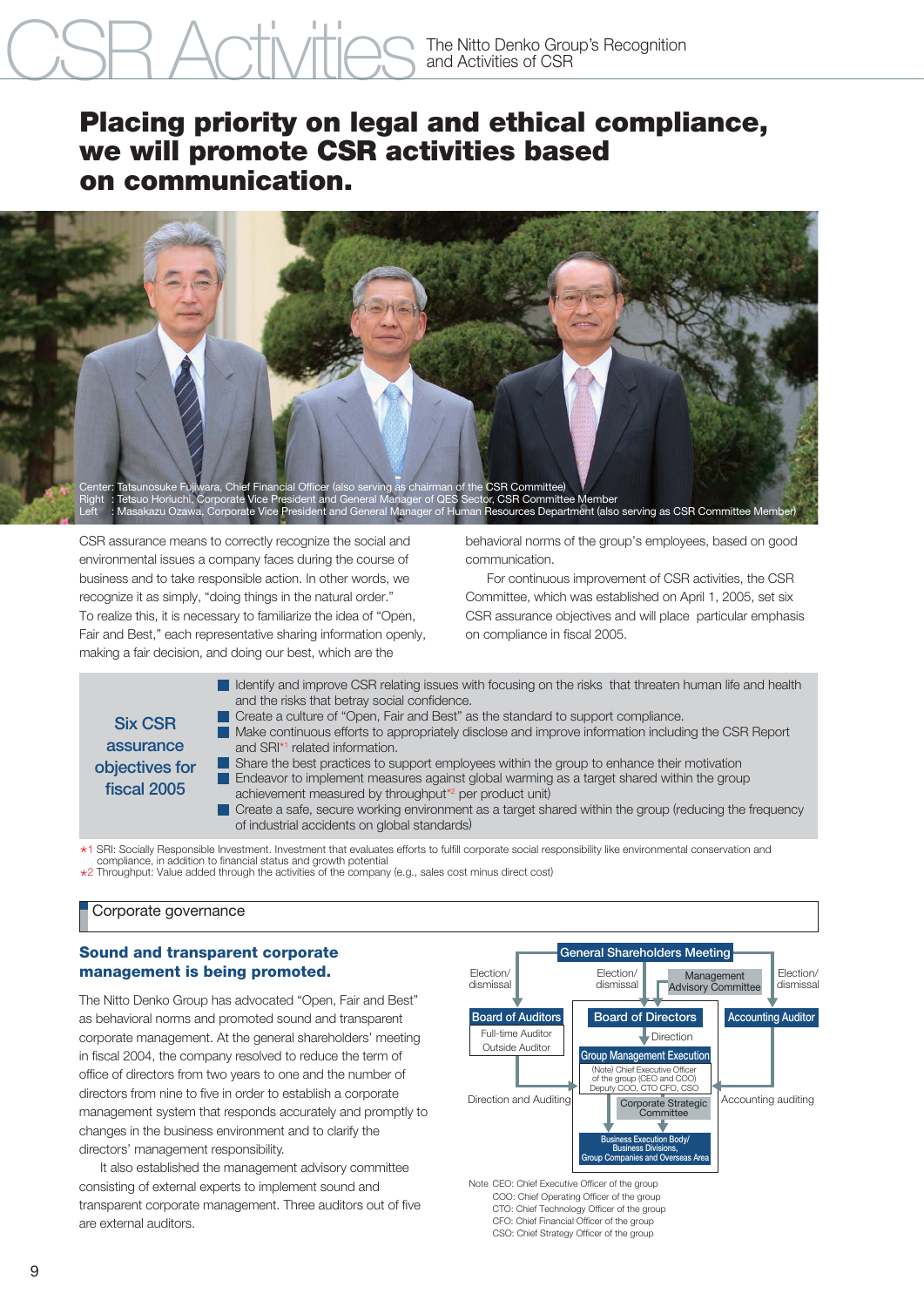# CSR Activities

The Nitto Denko Group's Recognition and Activities of CSR

## Placing priority on legal and ethical compliance, we will promote CSR activities based on communication.

Center: Tatsunosuke Fujiwara, Chief Financial Officer (also serving as chairman of the CSR Committee)
Right : Tetsuo Horiuchi, Corporate Vice President and General Manager of QES Sector, CSR Committee Member
Left : Masakazu Ozawa, Corporate Vice President and General Manager of Human Resources Department (also serving as CSR Committee Member)

CSR assurance means to correctly recognize the social and environmental issues a company faces during the course of business and to take responsible action. In other words, we recognize it as simply, "doing things in the natural order." To realize this, it is necessary to familiarize the idea of "Open, Fair and Best," each representative sharing information openly, making a fair decision, and doing our best, which are the behavioral norms of the group's employees, based on good communication.

For continuous improvement of CSR activities, the CSR Committee, which was established on April 1, 2005, set six CSR assurance objectives and will place particular emphasis on compliance in fiscal 2005.

**Six CSR assurance objectives for fiscal 2005**

- Identify and improve CSR relating issues with focusing on the risks that threaten human life and health and the risks that betray social confidence.
- Create a culture of "Open, Fair and Best" as the standard to support compliance.
- Make continuous efforts to appropriately disclose and improve information including the CSR Report and SRI*1 related information.
- Share the best practices to support employees within the group to enhance their motivation
- Endeavor to implement measures against global warming as a target shared within the group achievement measured by throughput*2 per product unit)
- Create a safe, secure working environment as a target shared within the group (reducing the frequency of industrial accidents on global standards)

*1 SRI: Socially Responsible Investment. Investment that evaluates efforts to fulfill corporate social responsibility like environmental conservation and compliance, in addition to financial status and growth potential
*2 Throughput: Value added through the activities of the company (e.g., sales cost minus direct cost)

## Corporate governance

### Sound and transparent corporate management is being promoted.

The Nitto Denko Group has advocated "Open, Fair and Best" as behavioral norms and promoted sound and transparent corporate management. At the general shareholders' meeting in fiscal 2004, the company resolved to reduce the term of office of directors from two years to one and the number of directors from nine to five in order to establish a corporate management system that responds accurately and promptly to changes in the business environment and to clarify the directors' management responsibility.

It also established the management advisory committee consisting of external experts to implement sound and transparent corporate management. Three auditors out of five are external auditors.

General Shareholders Meeting

Election/dismissal | Election/dismissal | Management Advisory Committee | Election/dismissal

Board of Auditors (Full-time Auditor, Outside Auditor) | Board of Directors | Accounting Auditor

Direction

Group Management Execution
(Note) Chief Executive Officer of the group (CEO and COO) Deputy COO, CTO CFO, CSO

Direction and Auditing | Accounting auditing

Corporate Strategic Committee

Business Execution Body/ Business Divisions, Group Companies and Overseas Area

Note CEO: Chief Executive Officer of the group
COO: Chief Operating Officer of the group
CTO: Chief Technology Officer of the group
CFO: Chief Financial Officer of the group
CSO: Chief Strategy Officer of the group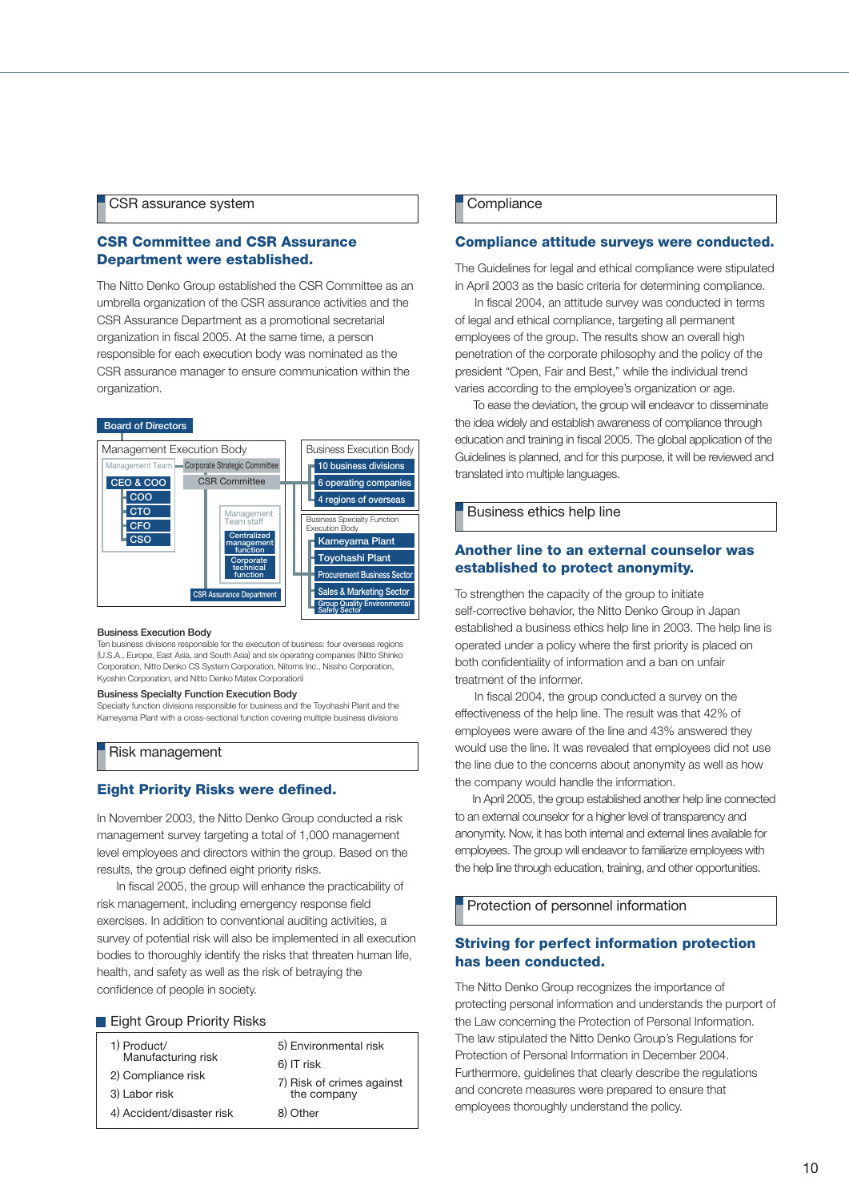## CSR assurance system

### CSR Committee and CSR Assurance Department were established.

The Nitto Denko Group established the CSR Committee as an umbrella organization of the CSR assurance activities and the CSR Assurance Department as a promotional secretarial organization in fiscal 2005. At the same time, a person responsible for each execution body was nominated as the CSR assurance manager to ensure communication within the organization.

Board of Directors

Management Execution Body

Management Team

CEO & COO

COO

CTO

CFO

CSO

Corporate Strategic Committee

CSR Committee

Management Team staff

Centralized management function

Corporate technical function

CSR Assurance Department

Business Execution Body

10 business divisions

6 operating companies

4 regions of overseas

Business Specialty Function Execution Body

Kameyama Plant

Toyohashi Plant

Procurement Business Sector

Sales & Marketing Sector

Group Quality Environmental Safety Sector

**Business Execution Body**

Ten business divisions responsible for the execution of business: four overseas regions (U.S.A., Europe, East Asia, and South Asia) and six operating companies (Nitto Shinko Corporation, Nitto Denko CS System Corporation, Nitoms Inc., Nissho Corporation, Kyoshin Corporation, and Nitto Denko Matex Corporation)

**Business Specialty Function Execution Body**

Specialty function divisions responsible for business and the Toyohashi Plant and the Kameyama Plant with a cross-sectional function covering multiple business divisions

## Risk management

### Eight Priority Risks were defined.

In November 2003, the Nitto Denko Group conducted a risk management survey targeting a total of 1,000 management level employees and directors within the group. Based on the results, the group defined eight priority risks.

In fiscal 2005, the group will enhance the practicability of risk management, including emergency response field exercises. In addition to conventional auditing activities, a survey of potential risk will also be implemented in all execution bodies to thoroughly identify the risks that threaten human life, health, and safety as well as the risk of betraying the confidence of people in society.

#### Eight Group Priority Risks

| | |
|---|---|
| 1) Product/ Manufacturing risk | 5) Environmental risk |
| 2) Compliance risk | 6) IT risk |
| 3) Labor risk | 7) Risk of crimes against the company |
| 4) Accident/disaster risk | 8) Other |

## Compliance

### Compliance attitude surveys were conducted.

The Guidelines for legal and ethical compliance were stipulated in April 2003 as the basic criteria for determining compliance.

In fiscal 2004, an attitude survey was conducted in terms of legal and ethical compliance, targeting all permanent employees of the group. The results show an overall high penetration of the corporate philosophy and the policy of the president "Open, Fair and Best," while the individual trend varies according to the employee's organization or age.

To ease the deviation, the group will endeavor to disseminate the idea widely and establish awareness of compliance through education and training in fiscal 2005. The global application of the Guidelines is planned, and for this purpose, it will be reviewed and translated into multiple languages.

## Business ethics help line

### Another line to an external counselor was established to protect anonymity.

To strengthen the capacity of the group to initiate self-corrective behavior, the Nitto Denko Group in Japan established a business ethics help line in 2003. The help line is operated under a policy where the first priority is placed on both confidentiality of information and a ban on unfair treatment of the informer.

In fiscal 2004, the group conducted a survey on the effectiveness of the help line. The result was that 42% of employees were aware of the line and 43% answered they would use the line. It was revealed that employees did not use the line due to the concerns about anonymity as well as how the company would handle the information.

In April 2005, the group established another help line connected to an external counselor for a higher level of transparency and anonymity. Now, it has both internal and external lines available for employees. The group will endeavor to familiarize employees with the help line through education, training, and other opportunities.

## Protection of personnel information

### Striving for perfect information protection has been conducted.

The Nitto Denko Group recognizes the importance of protecting personal information and understands the purport of the Law concerning the Protection of Personal Information. The law stipulated the Nitto Denko Group's Regulations for Protection of Personal Information in December 2004. Furthermore, guidelines that clearly describe the regulations and concrete measures were prepared to ensure that employees thoroughly understand the policy.